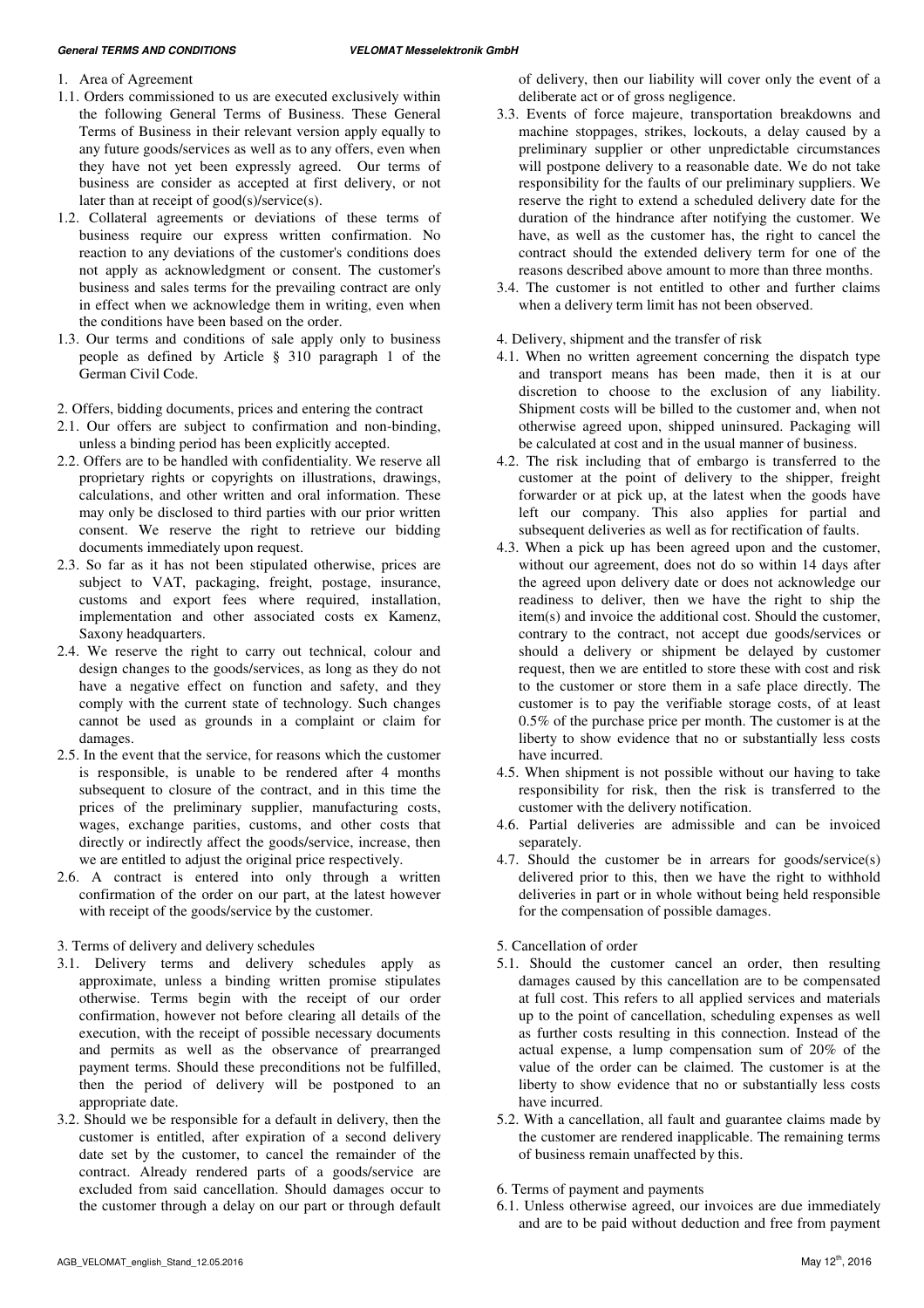1. Area of Agreement

1.1. Orders commissioned to us are executed exclusively within the following General Terms of Business. These General Terms of Business in their relevant version apply equally to any future goods/services as well as to any offers, even when they have not yet been expressly agreed. Our terms of business are consider as accepted at first delivery, or not later than at receipt of good(s)/service(s).

1.2. Collateral agreements or deviations of these terms of business require our express written confirmation. No reaction to any deviations of the customer's conditions does not apply as acknowledgment or consent. The customer's business and sales terms for the prevailing contract are only in effect when we acknowledge them in writing, even when the conditions have been based on the order.

1.3. Our terms and conditions of sale apply only to business people as defined by Article § 310 paragraph 1 of the German Civil Code.

2. Offers, bidding documents, prices and entering the contract

2.1. Our offers are subject to confirmation and non-binding, unless a binding period has been explicitly accepted.

2.2. Offers are to be handled with confidentiality. We reserve all proprietary rights or copyrights on illustrations, drawings, calculations, and other written and oral information. These may only be disclosed to third parties with our prior written consent. We reserve the right to retrieve our bidding documents immediately upon request.

2.3. So far as it has not been stipulated otherwise, prices are subject to VAT, packaging, freight, postage, insurance, customs and export fees where required, installation, implementation and other associated costs ex Kamenz, Saxony headquarters.

2.4. We reserve the right to carry out technical, colour and design changes to the goods/services, as long as they do not have a negative effect on function and safety, and they comply with the current state of technology. Such changes cannot be used as grounds in a complaint or claim for damages.

2.5. In the event that the service, for reasons which the customer is responsible, is unable to be rendered after 4 months subsequent to closure of the contract, and in this time the prices of the preliminary supplier, manufacturing costs, wages, exchange parities, customs, and other costs that directly or indirectly affect the goods/service, increase, then we are entitled to adjust the original price respectively.

2.6. A contract is entered into only through a written confirmation of the order on our part, at the latest however with receipt of the goods/service by the customer.

3. Terms of delivery and delivery schedules

3.1. Delivery terms and delivery schedules apply as approximate, unless a binding written promise stipulates otherwise. Terms begin with the receipt of our order confirmation, however not before clearing all details of the execution, with the receipt of possible necessary documents and permits as well as the observance of prearranged payment terms. Should these preconditions not be fulfilled, then the period of delivery will be postponed to an appropriate date.

3.2. Should we be responsible for a default in delivery, then the customer is entitled, after expiration of a second delivery date set by the customer, to cancel the remainder of the contract. Already rendered parts of a goods/service are excluded from said cancellation. Should damages occur to the customer through a delay on our part or through default of delivery, then our liability will cover only the event of a deliberate act or of gross negligence.

3.3. Events of force majeure, transportation breakdowns and machine stoppages, strikes, lockouts, a delay caused by a preliminary supplier or other unpredictable circumstances will postpone delivery to a reasonable date. We do not take responsibility for the faults of our preliminary suppliers. We reserve the right to extend a scheduled delivery date for the duration of the hindrance after notifying the customer. We have, as well as the customer has, the right to cancel the contract should the extended delivery term for one of the reasons described above amount to more than three months.

3.4. The customer is not entitled to other and further claims when a delivery term limit has not been observed.

4. Delivery, shipment and the transfer of risk

4.1. When no written agreement concerning the dispatch type and transport means has been made, then it is at our discretion to choose to the exclusion of any liability. Shipment costs will be billed to the customer and, when not otherwise agreed upon, shipped uninsured. Packaging will be calculated at cost and in the usual manner of business.

4.2. The risk including that of embargo is transferred to the customer at the point of delivery to the shipper, freight forwarder or at pick up, at the latest when the goods have left our company. This also applies for partial and subsequent deliveries as well as for rectification of faults.

4.3. When a pick up has been agreed upon and the customer, without our agreement, does not do so within 14 days after the agreed upon delivery date or does not acknowledge our readiness to deliver, then we have the right to ship the item(s) and invoice the additional cost. Should the customer, contrary to the contract, not accept due goods/services or should a delivery or shipment be delayed by customer request, then we are entitled to store these with cost and risk to the customer or store them in a safe place directly. The customer is to pay the verifiable storage costs, of at least 0.5% of the purchase price per month. The customer is at the liberty to show evidence that no or substantially less costs have incurred.

4.5. When shipment is not possible without our having to take responsibility for risk, then the risk is transferred to the customer with the delivery notification.

4.6. Partial deliveries are admissible and can be invoiced separately.

4.7. Should the customer be in arrears for goods/service(s) delivered prior to this, then we have the right to withhold deliveries in part or in whole without being held responsible for the compensation of possible damages.

5. Cancellation of order

5.1. Should the customer cancel an order, then resulting damages caused by this cancellation are to be compensated at full cost. This refers to all applied services and materials up to the point of cancellation, scheduling expenses as well as further costs resulting in this connection. Instead of the actual expense, a lump compensation sum of 20% of the value of the order can be claimed. The customer is at the liberty to show evidence that no or substantially less costs have incurred.

5.2. With a cancellation, all fault and guarantee claims made by the customer are rendered inapplicable. The remaining terms of business remain unaffected by this.

6. Terms of payment and payments

6.1. Unless otherwise agreed, our invoices are due immediately and are to be paid without deduction and free from payment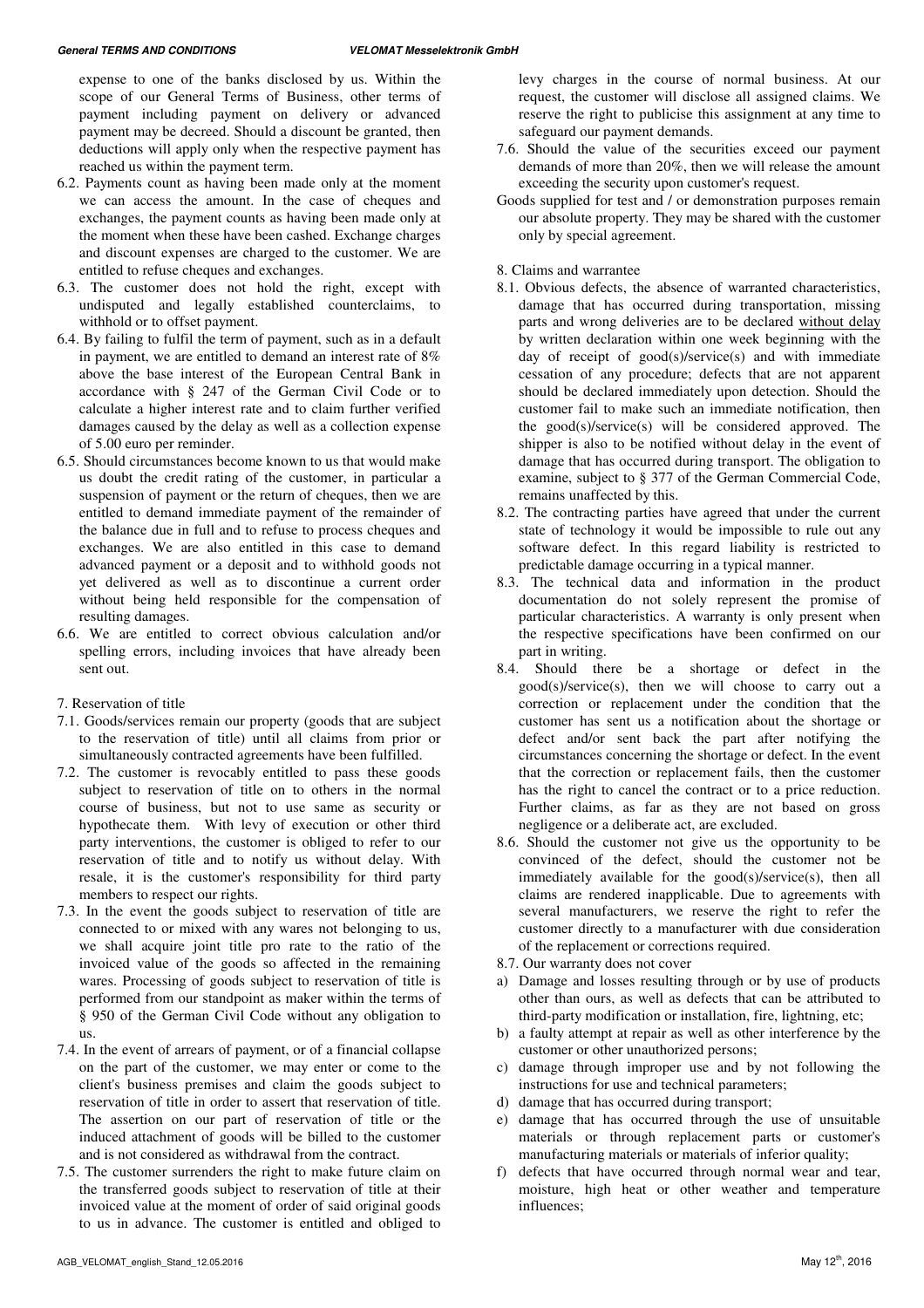expense to one of the banks disclosed by us. Within the scope of our General Terms of Business, other terms of payment including payment on delivery or advanced payment may be decreed. Should a discount be granted, then deductions will apply only when the respective payment has reached us within the payment term.

6.2. Payments count as having been made only at the moment we can access the amount. In the case of cheques and exchanges, the payment counts as having been made only at the moment when these have been cashed. Exchange charges and discount expenses are charged to the customer. We are entitled to refuse cheques and exchanges.

6.3. The customer does not hold the right, except with undisputed and legally established counterclaims, to withhold or to offset payment.

6.4. By failing to fulfil the term of payment, such as in a default in payment, we are entitled to demand an interest rate of 8% above the base interest of the European Central Bank in accordance with § 247 of the German Civil Code or to calculate a higher interest rate and to claim further verified damages caused by the delay as well as a collection expense of 5.00 euro per reminder.

6.5. Should circumstances become known to us that would make us doubt the credit rating of the customer, in particular a suspension of payment or the return of cheques, then we are entitled to demand immediate payment of the remainder of the balance due in full and to refuse to process cheques and exchanges. We are also entitled in this case to demand advanced payment or a deposit and to withhold goods not yet delivered as well as to discontinue a current order without being held responsible for the compensation of resulting damages.

6.6. We are entitled to correct obvious calculation and/or spelling errors, including invoices that have already been sent out.

7. Reservation of title

7.1. Goods/services remain our property (goods that are subject to the reservation of title) until all claims from prior or simultaneously contracted agreements have been fulfilled.

7.2. The customer is revocably entitled to pass these goods subject to reservation of title on to others in the normal course of business, but not to use same as security or hypothecate them. With levy of execution or other third party interventions, the customer is obliged to refer to our reservation of title and to notify us without delay. With resale, it is the customer's responsibility for third party members to respect our rights.

7.3. In the event the goods subject to reservation of title are connected to or mixed with any wares not belonging to us, we shall acquire joint title pro rate to the ratio of the invoiced value of the goods so affected in the remaining wares. Processing of goods subject to reservation of title is performed from our standpoint as maker within the terms of § 950 of the German Civil Code without any obligation to us.

7.4. In the event of arrears of payment, or of a financial collapse on the part of the customer, we may enter or come to the client's business premises and claim the goods subject to reservation of title in order to assert that reservation of title. The assertion on our part of reservation of title or the induced attachment of goods will be billed to the customer and is not considered as withdrawal from the contract.

7.5. The customer surrenders the right to make future claim on the transferred goods subject to reservation of title at their invoiced value at the moment of order of said original goods to us in advance. The customer is entitled and obliged to levy charges in the course of normal business. At our request, the customer will disclose all assigned claims. We reserve the right to publicise this assignment at any time to safeguard our payment demands.

7.6. Should the value of the securities exceed our payment demands of more than 20%, then we will release the amount exceeding the security upon customer's request.

Goods supplied for test and / or demonstration purposes remain our absolute property. They may be shared with the customer only by special agreement.

8. Claims and warrantee

8.1. Obvious defects, the absence of warranted characteristics, damage that has occurred during transportation, missing parts and wrong deliveries are to be declared without delay by written declaration within one week beginning with the day of receipt of good(s)/service(s) and with immediate cessation of any procedure; defects that are not apparent should be declared immediately upon detection. Should the customer fail to make such an immediate notification, then the good(s)/service(s) will be considered approved. The shipper is also to be notified without delay in the event of damage that has occurred during transport. The obligation to examine, subject to § 377 of the German Commercial Code, remains unaffected by this.

8.2. The contracting parties have agreed that under the current state of technology it would be impossible to rule out any software defect. In this regard liability is restricted to predictable damage occurring in a typical manner.

8.3. The technical data and information in the product documentation do not solely represent the promise of particular characteristics. A warranty is only present when the respective specifications have been confirmed on our part in writing.

8.4. Should there be a shortage or defect in the good(s)/service(s), then we will choose to carry out a correction or replacement under the condition that the customer has sent us a notification about the shortage or defect and/or sent back the part after notifying the circumstances concerning the shortage or defect. In the event that the correction or replacement fails, then the customer has the right to cancel the contract or to a price reduction. Further claims, as far as they are not based on gross negligence or a deliberate act, are excluded.

8.6. Should the customer not give us the opportunity to be convinced of the defect, should the customer not be immediately available for the good(s)/service(s), then all claims are rendered inapplicable. Due to agreements with several manufacturers, we reserve the right to refer the customer directly to a manufacturer with due consideration of the replacement or corrections required.

8.7. Our warranty does not cover

a) Damage and losses resulting through or by use of products other than ours, as well as defects that can be attributed to third-party modification or installation, fire, lightning, etc;
b) a faulty attempt at repair as well as other interference by the customer or other unauthorized persons;
c) damage through improper use and by not following the instructions for use and technical parameters;
d) damage that has occurred during transport;
e) damage that has occurred through the use of unsuitable materials or through replacement parts or customer's manufacturing materials or materials of inferior quality;
f) defects that have occurred through normal wear and tear, moisture, high heat or other weather and temperature influences;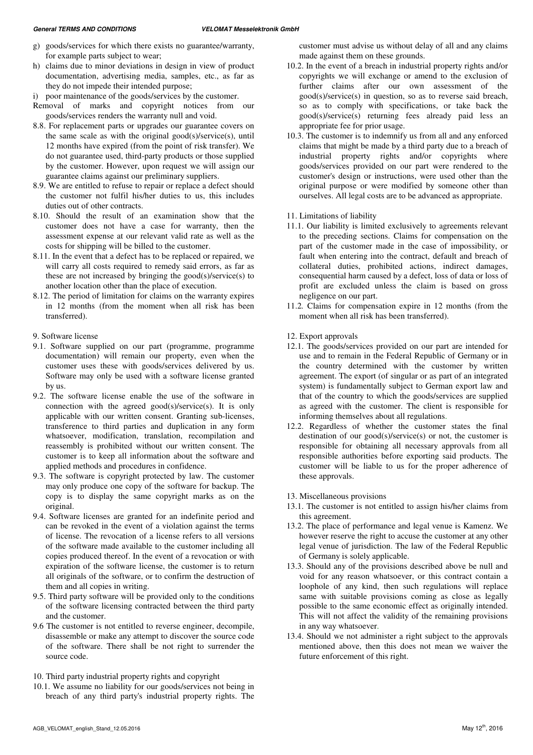g) goods/services for which there exists no guarantee/warranty, for example parts subject to wear;
h) claims due to minor deviations in design in view of product documentation, advertising media, samples, etc., as far as they do not impede their intended purpose;
i) poor maintenance of the goods/services by the customer.

Removal of marks and copyright notices from our goods/services renders the warranty null and void.

8.8. For replacement parts or upgrades our guarantee covers on the same scale as with the original good(s)/service(s), until 12 months have expired (from the point of risk transfer). We do not guarantee used, third-party products or those supplied by the customer. However, upon request we will assign our guarantee claims against our preliminary suppliers.

8.9. We are entitled to refuse to repair or replace a defect should the customer not fulfil his/her duties to us, this includes duties out of other contracts.

8.10. Should the result of an examination show that the customer does not have a case for warranty, then the assessment expense at our relevant valid rate as well as the costs for shipping will be billed to the customer.

8.11. In the event that a defect has to be replaced or repaired, we will carry all costs required to remedy said errors, as far as these are not increased by bringing the good(s)/service(s) to another location other than the place of execution.

8.12. The period of limitation for claims on the warranty expires in 12 months (from the moment when all risk has been transferred).

## 9. Software license

9.1. Software supplied on our part (programme, programme documentation) will remain our property, even when the customer uses these with goods/services delivered by us. Software may only be used with a software license granted by us.

9.2. The software license enable the use of the software in connection with the agreed good(s)/service(s). It is only applicable with our written consent. Granting sub-licenses, transference to third parties and duplication in any form whatsoever, modification, translation, recompilation and reassembly is prohibited without our written consent. The customer is to keep all information about the software and applied methods and procedures in confidence.

9.3. The software is copyright protected by law. The customer may only produce one copy of the software for backup. The copy is to display the same copyright marks as on the original.

9.4. Software licenses are granted for an indefinite period and can be revoked in the event of a violation against the terms of license. The revocation of a license refers to all versions of the software made available to the customer including all copies produced thereof. In the event of a revocation or with expiration of the software license, the customer is to return all originals of the software, or to confirm the destruction of them and all copies in writing.

9.5. Third party software will be provided only to the conditions of the software licensing contracted between the third party and the customer.

9.6 The customer is not entitled to reverse engineer, decompile, disassemble or make any attempt to discover the source code of the software. There shall be not right to surrender the source code.

## 10. Third party industrial property rights and copyright

10.1. We assume no liability for our goods/services not being in breach of any third party's industrial property rights. The customer must advise us without delay of all and any claims made against them on these grounds.

10.2. In the event of a breach in industrial property rights and/or copyrights we will exchange or amend to the exclusion of further claims after our own assessment of the good(s)/service(s) in question, so as to reverse said breach, so as to comply with specifications, or take back the good(s)/service(s) returning fees already paid less an appropriate fee for prior usage.

10.3. The customer is to indemnify us from all and any enforced claims that might be made by a third party due to a breach of industrial property rights and/or copyrights where goods/services provided on our part were rendered to the customer's design or instructions, were used other than the original purpose or were modified by someone other than ourselves. All legal costs are to be advanced as appropriate.

## 11. Limitations of liability

11.1. Our liability is limited exclusively to agreements relevant to the preceding sections. Claims for compensation on the part of the customer made in the case of impossibility, or fault when entering into the contract, default and breach of collateral duties, prohibited actions, indirect damages, consequential harm caused by a defect, loss of data or loss of profit are excluded unless the claim is based on gross negligence on our part.

11.2. Claims for compensation expire in 12 months (from the moment when all risk has been transferred).

## 12. Export approvals

12.1. The goods/services provided on our part are intended for use and to remain in the Federal Republic of Germany or in the country determined with the customer by written agreement. The export (of singular or as part of an integrated system) is fundamentally subject to German export law and that of the country to which the goods/services are supplied as agreed with the customer. The client is responsible for informing themselves about all regulations.

12.2. Regardless of whether the customer states the final destination of our good(s)/service(s) or not, the customer is responsible for obtaining all necessary approvals from all responsible authorities before exporting said products. The customer will be liable to us for the proper adherence of these approvals.

## 13. Miscellaneous provisions

13.1. The customer is not entitled to assign his/her claims from this agreement.

13.2. The place of performance and legal venue is Kamenz. We however reserve the right to accuse the customer at any other legal venue of jurisdiction. The law of the Federal Republic of Germany is solely applicable.

13.3. Should any of the provisions described above be null and void for any reason whatsoever, or this contract contain a loophole of any kind, then such regulations will replace same with suitable provisions coming as close as legally possible to the same economic effect as originally intended. This will not affect the validity of the remaining provisions in any way whatsoever.

13.4. Should we not administer a right subject to the approvals mentioned above, then this does not mean we waiver the future enforcement of this right.